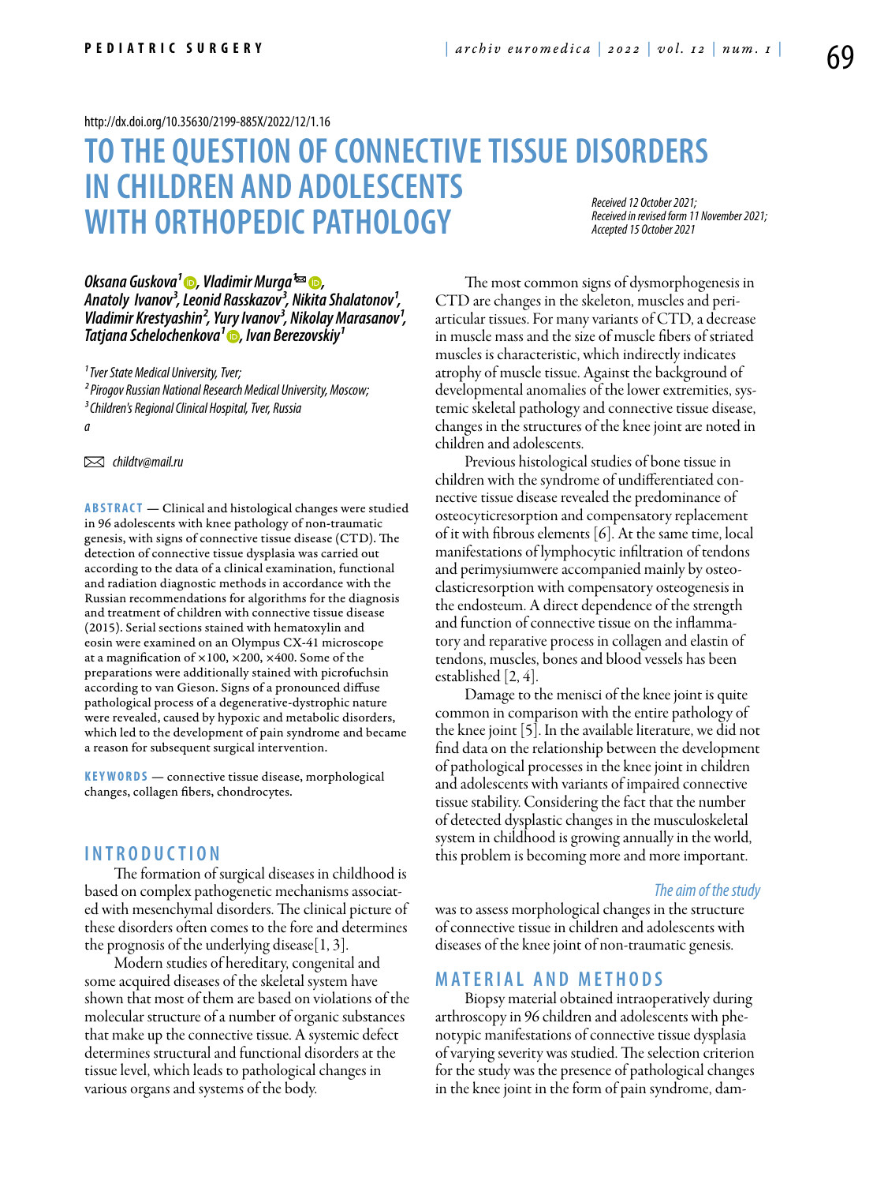http://dx.doi.org/10.35630/2199-885X/2022/12/1.16

# TO THE QUESTION OF CONNECTIVE TISSUE DISORDERS IN CHILDREN AND ADOLESCENTS WITH ORTHOPEDIC PATHOLOGY

*Received 12 October 2021;*
*Received in revised form 11 November 2021;*
*Accepted 15 October 2021*

***Oksana Guskova[1], Vladimir Murga[1], Anatoly Ivanov[3], Leonid Rasskazov[3], Nikita Shalatonov[1], Vladimir Krestyashin[2], Yury Ivanov[3], Nikolay Marasanov[1], Tatjana Schelochenkova[1], Ivan Berezovskiy[1]***

*[1] Tver State Medical University, Tver;*
*[2] Pirogov Russian National Research Medical University, Moscow;*
*[3] Children's Regional Clinical Hospital, Tver, Russia*
*a*

*childtv@mail.ru*

**ABSTRACT** — Clinical and histological changes were studied in 96 adolescents with knee pathology of non-traumatic genesis, with signs of connective tissue disease (CTD). The detection of connective tissue dysplasia was carried out according to the data of a clinical examination, functional and radiation diagnostic methods in accordance with the Russian recommendations for algorithms for the diagnosis and treatment of children with connective tissue disease (2015). Serial sections stained with hematoxylin and eosin were examined on an Olympus CX-41 microscope at a magnification of ×100, ×200, ×400. Some of the preparations were additionally stained with picrofuchsin according to van Gieson. Signs of a pronounced diffuse pathological process of a degenerative-dystrophic nature were revealed, caused by hypoxic and metabolic disorders, which led to the development of pain syndrome and became a reason for subsequent surgical intervention.

**KEYWORDS** — connective tissue disease, morphological changes, collagen fibers, chondrocytes.

## INTRODUCTION

The formation of surgical diseases in childhood is based on complex pathogenetic mechanisms associated with mesenchymal disorders. The clinical picture of these disorders often comes to the fore and determines the prognosis of the underlying disease[1, 3].

Modern studies of hereditary, congenital and some acquired diseases of the skeletal system have shown that most of them are based on violations of the molecular structure of a number of organic substances that make up the connective tissue. A systemic defect determines structural and functional disorders at the tissue level, which leads to pathological changes in various organs and systems of the body.

The most common signs of dysmorphogenesis in CTD are changes in the skeleton, muscles and periarticular tissues. For many variants of CTD, a decrease in muscle mass and the size of muscle fibers of striated muscles is characteristic, which indirectly indicates atrophy of muscle tissue. Against the background of developmental anomalies of the lower extremities, systemic skeletal pathology and connective tissue disease, changes in the structures of the knee joint are noted in children and adolescents.

Previous histological studies of bone tissue in children with the syndrome of undifferentiated connective tissue disease revealed the predominance of osteocyticresorption and compensatory replacement of it with fibrous elements [6]. At the same time, local manifestations of lymphocytic infiltration of tendons and perimysiumwere accompanied mainly by osteoclasticresorption with compensatory osteogenesis in the endosteum. A direct dependence of the strength and function of connective tissue on the inflammatory and reparative process in collagen and elastin of tendons, muscles, bones and blood vessels has been established [2, 4].

Damage to the menisci of the knee joint is quite common in comparison with the entire pathology of the knee joint [5]. In the available literature, we did not find data on the relationship between the development of pathological processes in the knee joint in children and adolescents with variants of impaired connective tissue stability. Considering the fact that the number of detected dysplastic changes in the musculoskeletal system in childhood is growing annually in the world, this problem is becoming more and more important.

*The aim of the study*

was to assess morphological changes in the structure of connective tissue in children and adolescents with diseases of the knee joint of non-traumatic genesis.

## MATERIAL AND METHODS

Biopsy material obtained intraoperatively during arthroscopy in 96 children and adolescents with phenotypic manifestations of connective tissue dysplasia of varying severity was studied. The selection criterion for the study was the presence of pathological changes in the knee joint in the form of pain syndrome, dam-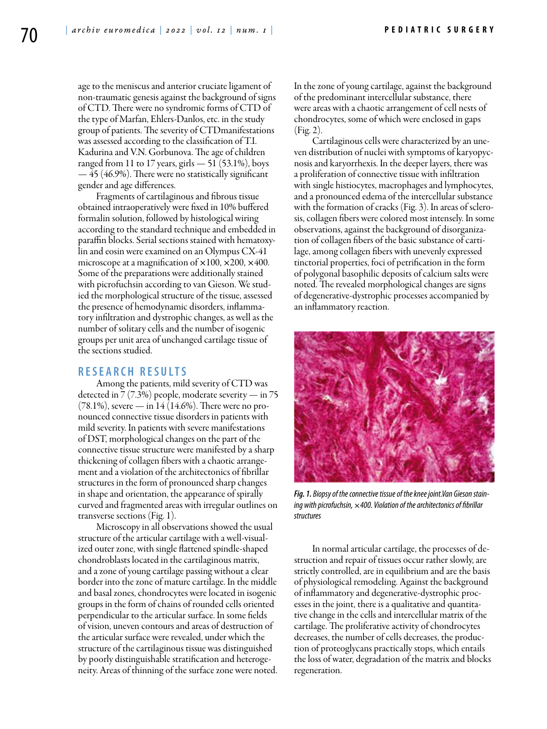age to the meniscus and anterior cruciate ligament of non-traumatic genesis against the background of signs of CTD. There were no syndromic forms of CTD of the type of Marfan, Ehlers-Danlos, etc. in the study group of patients. The severity of CTDmanifestations was assessed according to the classification of T.I. Kadurina and V.N. Gorbunova. The age of children ranged from 11 to 17 years, girls — 51 (53.1%), boys — 45 (46.9%). There were no statistically significant gender and age differences.

Fragments of cartilaginous and fibrous tissue obtained intraoperatively were fixed in 10% buffered formalin solution, followed by histological wiring according to the standard technique and embedded in paraffin blocks. Serial sections stained with hematoxylin and eosin were examined on an Olympus CX-41 microscope at a magnification of ×100, ×200, ×400. Some of the preparations were additionally stained with picrofuchsin according to van Gieson. We studied the morphological structure of the tissue, assessed the presence of hemodynamic disorders, inflammatory infiltration and dystrophic changes, as well as the number of solitary cells and the number of isogenic groups per unit area of unchanged cartilage tissue of the sections studied.

## RESEARCH RESULTS

Among the patients, mild severity of CTD was detected in 7 (7.3%) people, moderate severity — in 75 (78.1%), severe — in 14 (14.6%). There were no pronounced connective tissue disorders in patients with mild severity. In patients with severe manifestations of DST, morphological changes on the part of the connective tissue structure were manifested by a sharp thickening of collagen fibers with a chaotic arrangement and a violation of the architectonics of fibrillar structures in the form of pronounced sharp changes in shape and orientation, the appearance of spirally curved and fragmented areas with irregular outlines on transverse sections (Fig. 1).

Microscopy in all observations showed the usual structure of the articular cartilage with a well-visualized outer zone, with single flattened spindle-shaped chondroblasts located in the cartilaginous matrix, and a zone of young cartilage passing without a clear border into the zone of mature cartilage. In the middle and basal zones, chondrocytes were located in isogenic groups in the form of chains of rounded cells oriented perpendicular to the articular surface. In some fields of vision, uneven contours and areas of destruction of the articular surface were revealed, under which the structure of the cartilaginous tissue was distinguished by poorly distinguishable stratification and heterogeneity. Areas of thinning of the surface zone were noted. In the zone of young cartilage, against the background of the predominant intercellular substance, there were areas with a chaotic arrangement of cell nests of chondrocytes, some of which were enclosed in gaps (Fig. 2).

Cartilaginous cells were characterized by an uneven distribution of nuclei with symptoms of karyopycnosis and karyorrhexis. In the deeper layers, there was a proliferation of connective tissue with infiltration with single histiocytes, macrophages and lymphocytes, and a pronounced edema of the intercellular substance with the formation of cracks (Fig. 3). In areas of sclerosis, collagen fibers were colored most intensely. In some observations, against the background of disorganization of collagen fibers of the basic substance of cartilage, among collagen fibers with unevenly expressed tinctorial properties, foci of petrification in the form of polygonal basophilic deposits of calcium salts were noted. The revealed morphological changes are signs of degenerative-dystrophic processes accompanied by an inflammatory reaction.

***Fig. 1.*** *Biopsy of the connective tissue of the knee joint.Van Gieson staining with picrofuchsin, ×400. Violation of the architectonics of fibrillar structures*

In normal articular cartilage, the processes of destruction and repair of tissues occur rather slowly, are strictly controlled, are in equilibrium and are the basis of physiological remodeling. Against the background of inflammatory and degenerative-dystrophic processes in the joint, there is a qualitative and quantitative change in the cells and intercellular matrix of the cartilage. The proliferative activity of chondrocytes decreases, the number of cells decreases, the production of proteoglycans practically stops, which entails the loss of water, degradation of the matrix and blocks regeneration.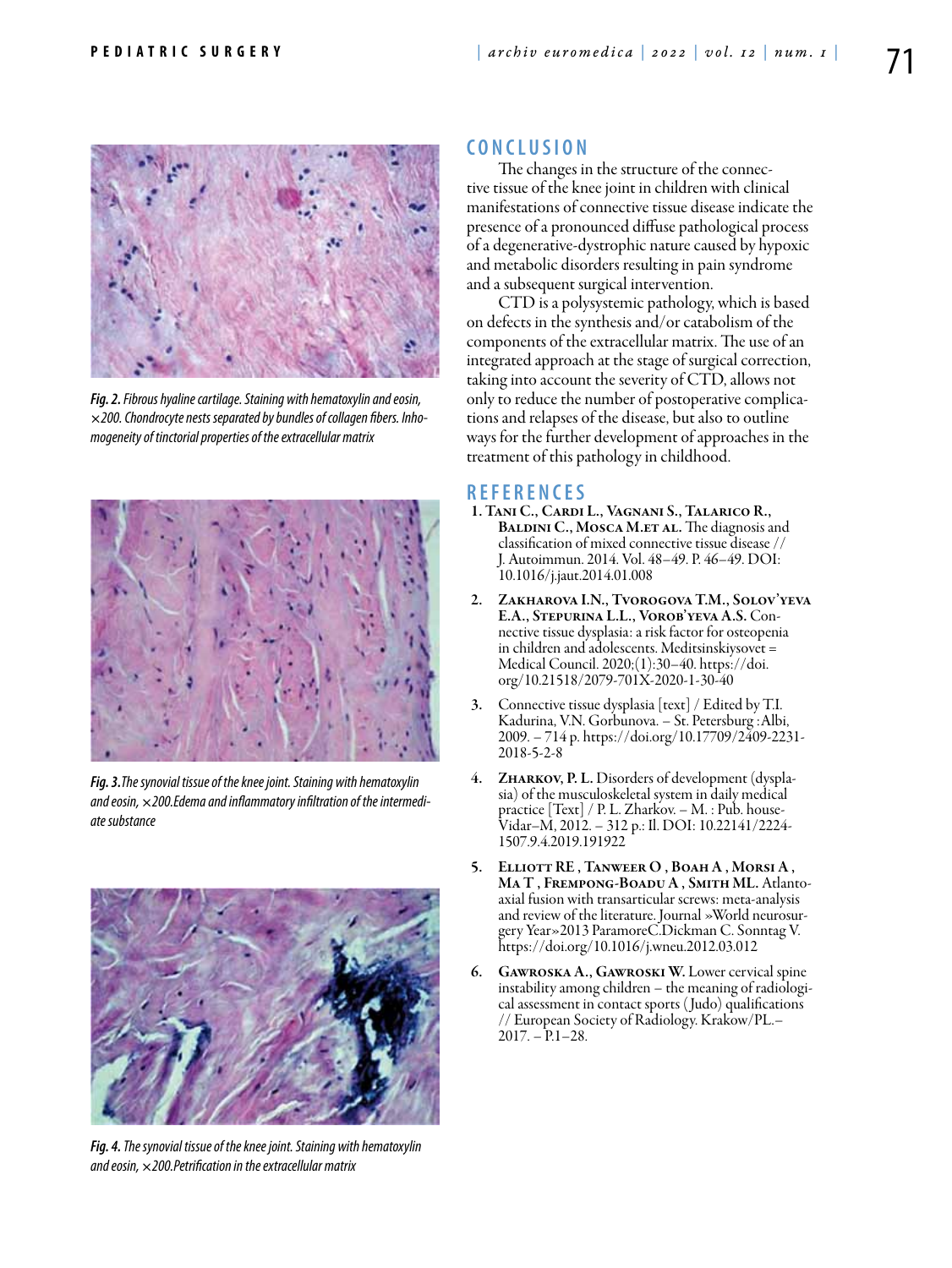*Fig. 2. Fibrous hyaline cartilage. Staining with hematoxylin and eosin, ×200. Chondrocyte nests separated by bundles of collagen fibers. Inhomogeneity of tinctorial properties of the extracellular matrix*

*Fig. 3.The synovial tissue of the knee joint. Staining with hematoxylin and eosin, ×200.Edema and inflammatory infiltration of the intermediate substance*

*Fig. 4. The synovial tissue of the knee joint. Staining with hematoxylin and eosin, ×200.Petrification in the extracellular matrix*

## CONCLUSION

The changes in the structure of the connective tissue of the knee joint in children with clinical manifestations of connective tissue disease indicate the presence of a pronounced diffuse pathological process of a degenerative-dystrophic nature caused by hypoxic and metabolic disorders resulting in pain syndrome and a subsequent surgical intervention.

CTD is a polysystemic pathology, which is based on defects in the synthesis and/or catabolism of the components of the extracellular matrix. The use of an integrated approach at the stage of surgical correction, taking into account the severity of CTD, allows not only to reduce the number of postoperative complications and relapses of the disease, but also to outline ways for the further development of approaches in the treatment of this pathology in childhood.

## REFERENCES

1. **Tani C., Cardi L., Vagnani S., Talarico R., Baldini C., Mosca M.et al.** The diagnosis and classification of mixed connective tissue disease // J. Autoimmun. 2014. Vol. 48–49. P. 46–49. DOI: 10.1016/j.jaut.2014.01.008
2. **Zakharova I.N., Tvorogova T.M., Solov'yeva E.A., Stepurina L.L., Vorob'yeva A.S.** Connective tissue dysplasia: a risk factor for osteopenia in children and adolescents. Meditsinskiysovet = Medical Council. 2020;(1):30–40. https://doi.org/10.21518/2079-701X-2020-1-30-40
3. Connective tissue dysplasia [text] / Edited by T.I. Kadurina, V.N. Gorbunova. – St. Petersburg :Albi, 2009. – 714 p. https://doi.org/10.17709/2409-2231-2018-5-2-8
4. **Zharkov, P. L.** Disorders of development (dysplasia) of the musculoskeletal system in daily medical practice [Text] / P. L. Zharkov. – M. : Pub. house-Vidar–M, 2012. – 312 p.: Il. DOI: 10.22141/2224-1507.9.4.2019.191922
5. **Elliott RE , Tanweer O , Boah A , Morsi A , Ma T , Frempong-Boadu A , Smith ML.** Atlantoaxial fusion with transarticular screws: meta-analysis and review of the literature. Journal »World neurosurgery Year»2013 ParamoreC.Dickman C. Sonntag V. https://doi.org/10.1016/j.wneu.2012.03.012
6. **Gawroska A., Gawroski W.** Lower cervical spine instability among children – the meaning of radiological assessment in contact sports (Judo) qualifications // European Society of Radiology. Krakow/PL.– 2017. – P.1–28.